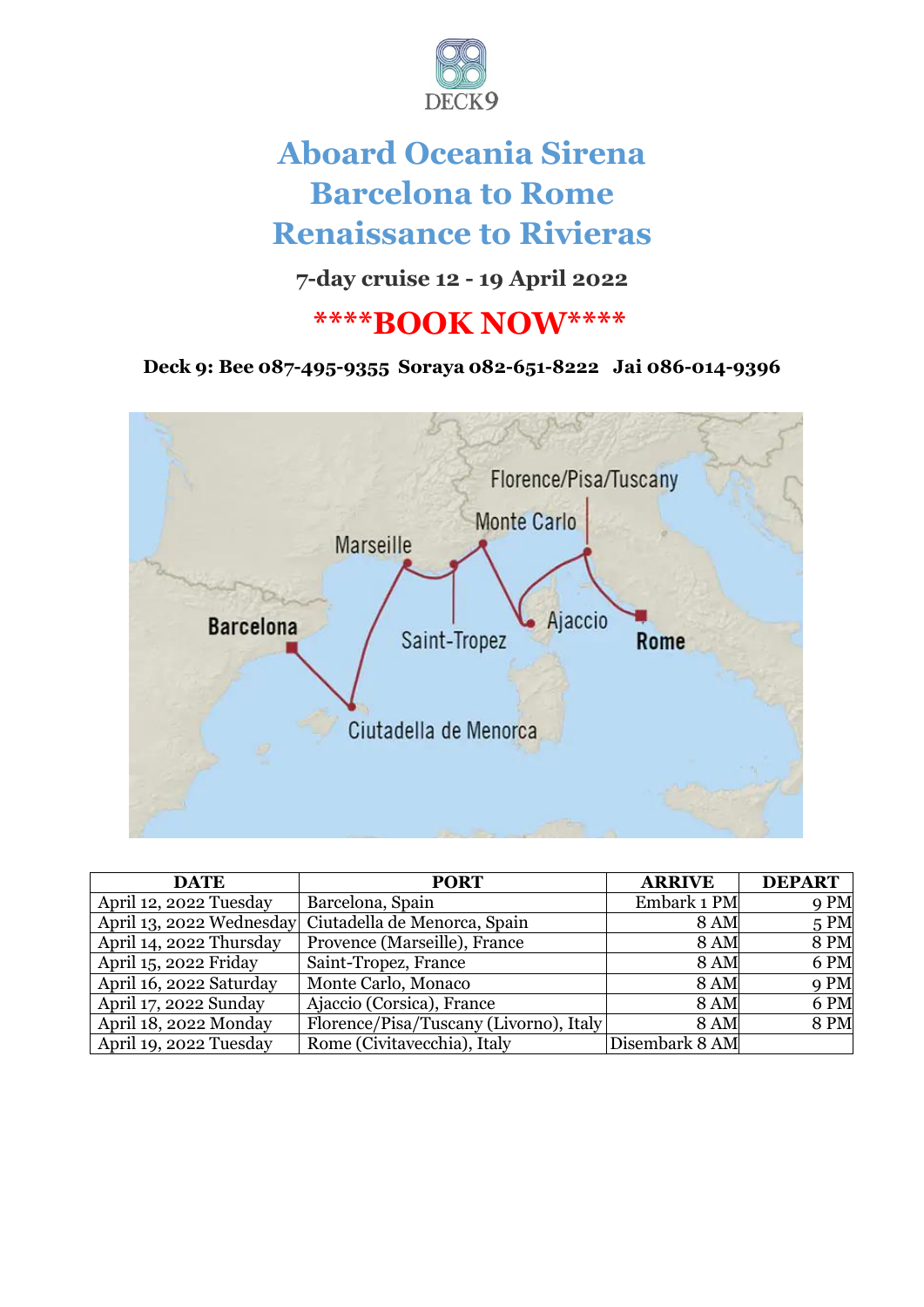DECK9

# Aboard Oceania Sirena
# Barcelona to Rome
# Renaissance to Rivieras

### 7-day cruise 12 - 19 April 2022

## ****BOOK NOW****

**Deck 9: Bee 087-495-9355 Soraya 082-651-8222 Jai 086-014-9396**

| DATE | PORT | ARRIVE | DEPART |
|---|---|---|---|
| April 12, 2022 Tuesday | Barcelona, Spain | Embark 1 PM | 9 PM |
| April 13, 2022 Wednesday | Ciutadella de Menorca, Spain | 8 AM | 5 PM |
| April 14, 2022 Thursday | Provence (Marseille), France | 8 AM | 8 PM |
| April 15, 2022 Friday | Saint-Tropez, France | 8 AM | 6 PM |
| April 16, 2022 Saturday | Monte Carlo, Monaco | 8 AM | 9 PM |
| April 17, 2022 Sunday | Ajaccio (Corsica), France | 8 AM | 6 PM |
| April 18, 2022 Monday | Florence/Pisa/Tuscany (Livorno), Italy | 8 AM | 8 PM |
| April 19, 2022 Tuesday | Rome (Civitavecchia), Italy | Disembark 8 AM | |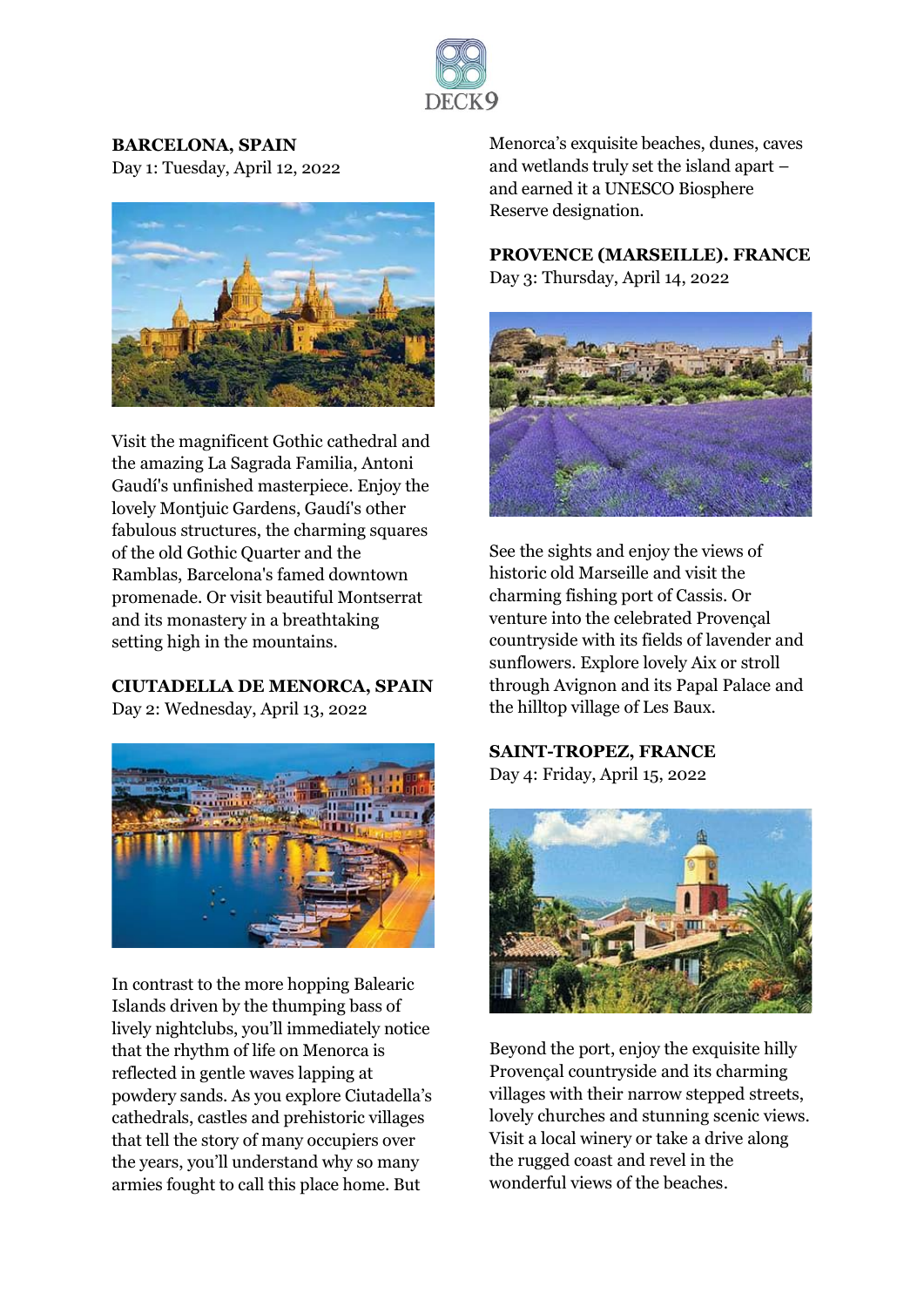## BARCELONA, SPAIN

Day 1: Tuesday, April 12, 2022

Visit the magnificent Gothic cathedral and the amazing La Sagrada Familia, Antoni Gaudí's unfinished masterpiece. Enjoy the lovely Montjuic Gardens, Gaudí's other fabulous structures, the charming squares of the old Gothic Quarter and the Ramblas, Barcelona's famed downtown promenade. Or visit beautiful Montserrat and its monastery in a breathtaking setting high in the mountains.

## CIUTADELLA DE MENORCA, SPAIN

Day 2: Wednesday, April 13, 2022

In contrast to the more hopping Balearic Islands driven by the thumping bass of lively nightclubs, you'll immediately notice that the rhythm of life on Menorca is reflected in gentle waves lapping at powdery sands. As you explore Ciutadella's cathedrals, castles and prehistoric villages that tell the story of many occupiers over the years, you'll understand why so many armies fought to call this place home. But Menorca's exquisite beaches, dunes, caves and wetlands truly set the island apart – and earned it a UNESCO Biosphere Reserve designation.

## PROVENCE (MARSEILLE). FRANCE

Day 3: Thursday, April 14, 2022

See the sights and enjoy the views of historic old Marseille and visit the charming fishing port of Cassis. Or venture into the celebrated Provençal countryside with its fields of lavender and sunflowers. Explore lovely Aix or stroll through Avignon and its Papal Palace and the hilltop village of Les Baux.

## SAINT-TROPEZ, FRANCE

Day 4: Friday, April 15, 2022

Beyond the port, enjoy the exquisite hilly Provençal countryside and its charming villages with their narrow stepped streets, lovely churches and stunning scenic views. Visit a local winery or take a drive along the rugged coast and revel in the wonderful views of the beaches.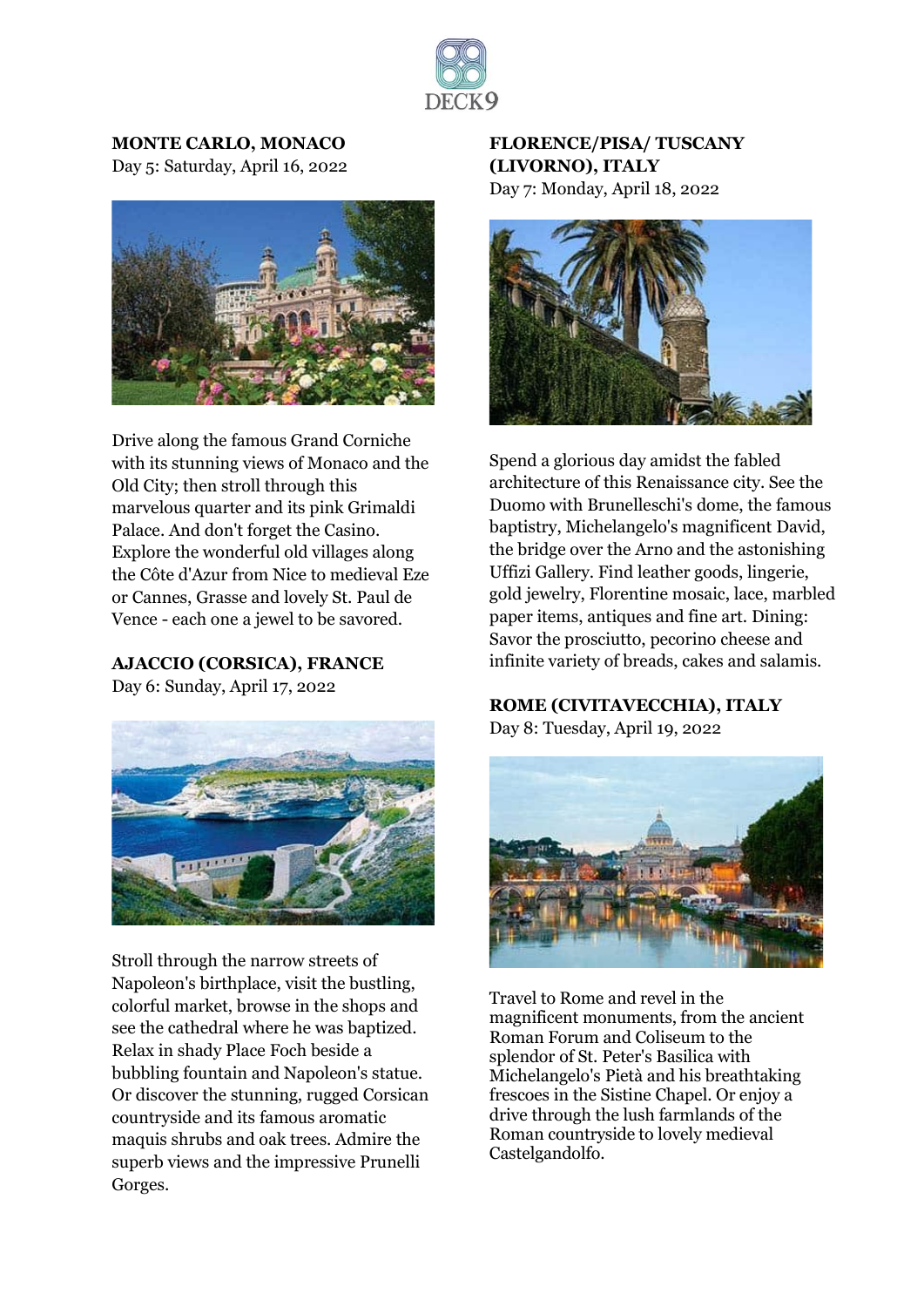**MONTE CARLO, MONACO**
Day 5: Saturday, April 16, 2022

Drive along the famous Grand Corniche with its stunning views of Monaco and the Old City; then stroll through this marvelous quarter and its pink Grimaldi Palace. And don't forget the Casino. Explore the wonderful old villages along the Côte d'Azur from Nice to medieval Eze or Cannes, Grasse and lovely St. Paul de Vence - each one a jewel to be savored.

**AJACCIO (CORSICA), FRANCE**
Day 6: Sunday, April 17, 2022

Stroll through the narrow streets of Napoleon's birthplace, visit the bustling, colorful market, browse in the shops and see the cathedral where he was baptized. Relax in shady Place Foch beside a bubbling fountain and Napoleon's statue. Or discover the stunning, rugged Corsican countryside and its famous aromatic maquis shrubs and oak trees. Admire the superb views and the impressive Prunelli Gorges.

**FLORENCE/PISA/ TUSCANY (LIVORNO), ITALY**
Day 7: Monday, April 18, 2022

Spend a glorious day amidst the fabled architecture of this Renaissance city. See the Duomo with Brunelleschi's dome, the famous baptistry, Michelangelo's magnificent David, the bridge over the Arno and the astonishing Uffizi Gallery. Find leather goods, lingerie, gold jewelry, Florentine mosaic, lace, marbled paper items, antiques and fine art. Dining: Savor the prosciutto, pecorino cheese and infinite variety of breads, cakes and salamis.

**ROME (CIVITAVECCHIA), ITALY**
Day 8: Tuesday, April 19, 2022

Travel to Rome and revel in the magnificent monuments, from the ancient Roman Forum and Coliseum to the splendor of St. Peter's Basilica with Michelangelo's Pietà and his breathtaking frescoes in the Sistine Chapel. Or enjoy a drive through the lush farmlands of the Roman countryside to lovely medieval Castelgandolfo.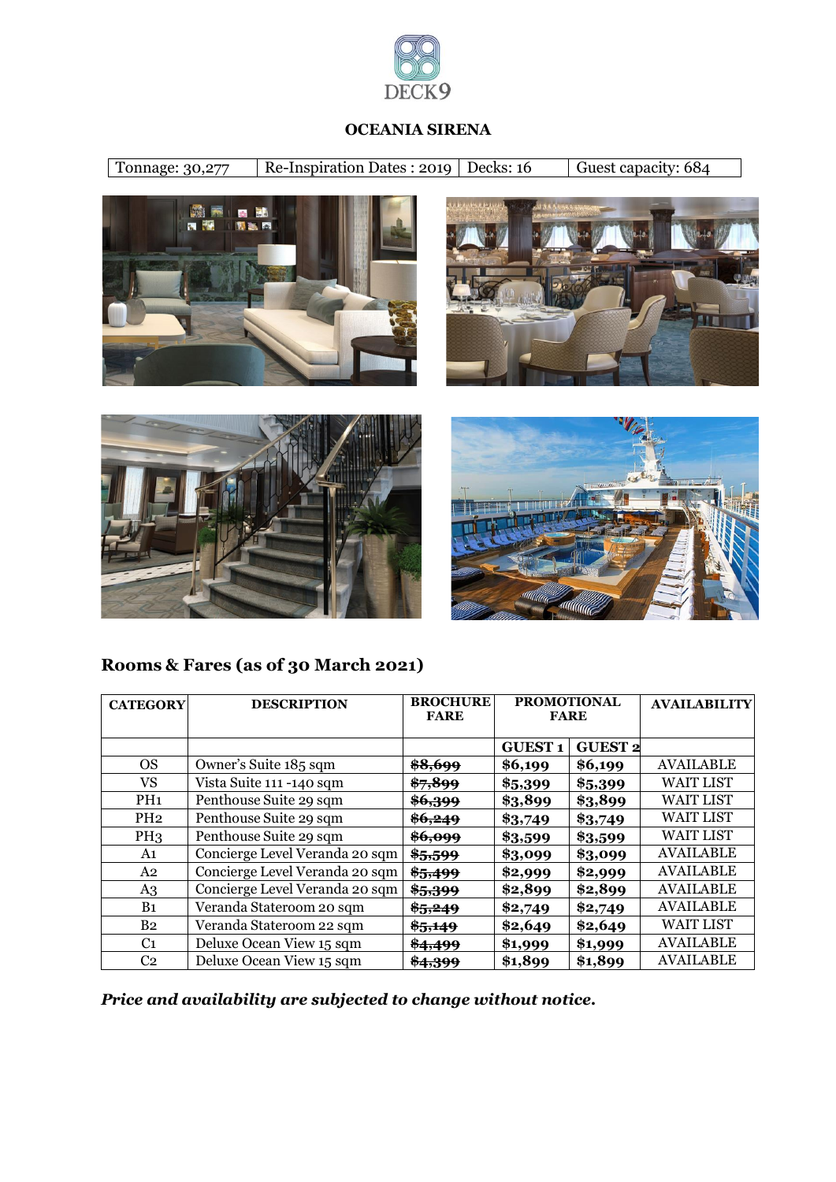DECK9

## OCEANIA SIRENA

| Tonnage: 30,277 | Re-Inspiration Dates : 2019 | Decks: 16 | Guest capacity: 684 |
|---|---|---|---|

## Rooms & Fares (as of 30 March 2021)

| CATEGORY | DESCRIPTION | BROCHURE FARE | PROMOTIONAL FARE | | AVAILABILITY |
|---|---|---|---|---|---|
| | | | GUEST 1 | GUEST 2 | |
| OS | Owner's Suite 185 sqm | ~~$8,699~~ | $6,199 | $6,199 | AVAILABLE |
| VS | Vista Suite 111 -140 sqm | ~~$7,899~~ | $5,399 | $5,399 | WAIT LIST |
| PH1 | Penthouse Suite 29 sqm | ~~$6,399~~ | $3,899 | $3,899 | WAIT LIST |
| PH2 | Penthouse Suite 29 sqm | ~~$6,249~~ | $3,749 | $3,749 | WAIT LIST |
| PH3 | Penthouse Suite 29 sqm | ~~$6,099~~ | $3,599 | $3,599 | WAIT LIST |
| A1 | Concierge Level Veranda 20 sqm | ~~$5,599~~ | $3,099 | $3,099 | AVAILABLE |
| A2 | Concierge Level Veranda 20 sqm | ~~$5,499~~ | $2,999 | $2,999 | AVAILABLE |
| A3 | Concierge Level Veranda 20 sqm | ~~$5,399~~ | $2,899 | $2,899 | AVAILABLE |
| B1 | Veranda Stateroom 20 sqm | ~~$5,249~~ | $2,749 | $2,749 | AVAILABLE |
| B2 | Veranda Stateroom 22 sqm | ~~$5,149~~ | $2,649 | $2,649 | WAIT LIST |
| C1 | Deluxe Ocean View 15 sqm | ~~$4,499~~ | $1,999 | $1,999 | AVAILABLE |
| C2 | Deluxe Ocean View 15 sqm | ~~$4,399~~ | $1,899 | $1,899 | AVAILABLE |

***Price and availability are subjected to change without notice.***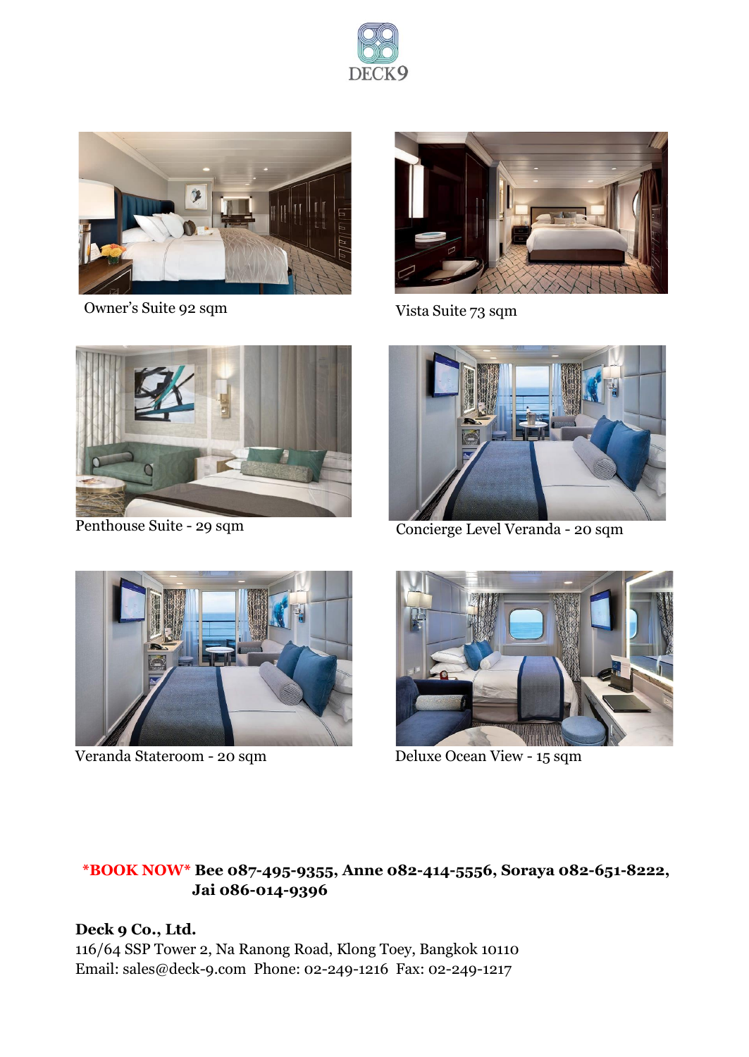DECK9

Owner's Suite 92 sqm

Vista Suite 73 sqm

Penthouse Suite - 29 sqm

Concierge Level Veranda - 20 sqm

Veranda Stateroom - 20 sqm

Deluxe Ocean View - 15 sqm

***BOOK NOW* Bee 087-495-9355, Anne 082-414-5556, Soraya 082-651-8222, Jai 086-014-9396**

**Deck 9 Co., Ltd.**
116/64 SSP Tower 2, Na Ranong Road, Klong Toey, Bangkok 10110
Email: sales@deck-9.com Phone: 02-249-1216 Fax: 02-249-1217